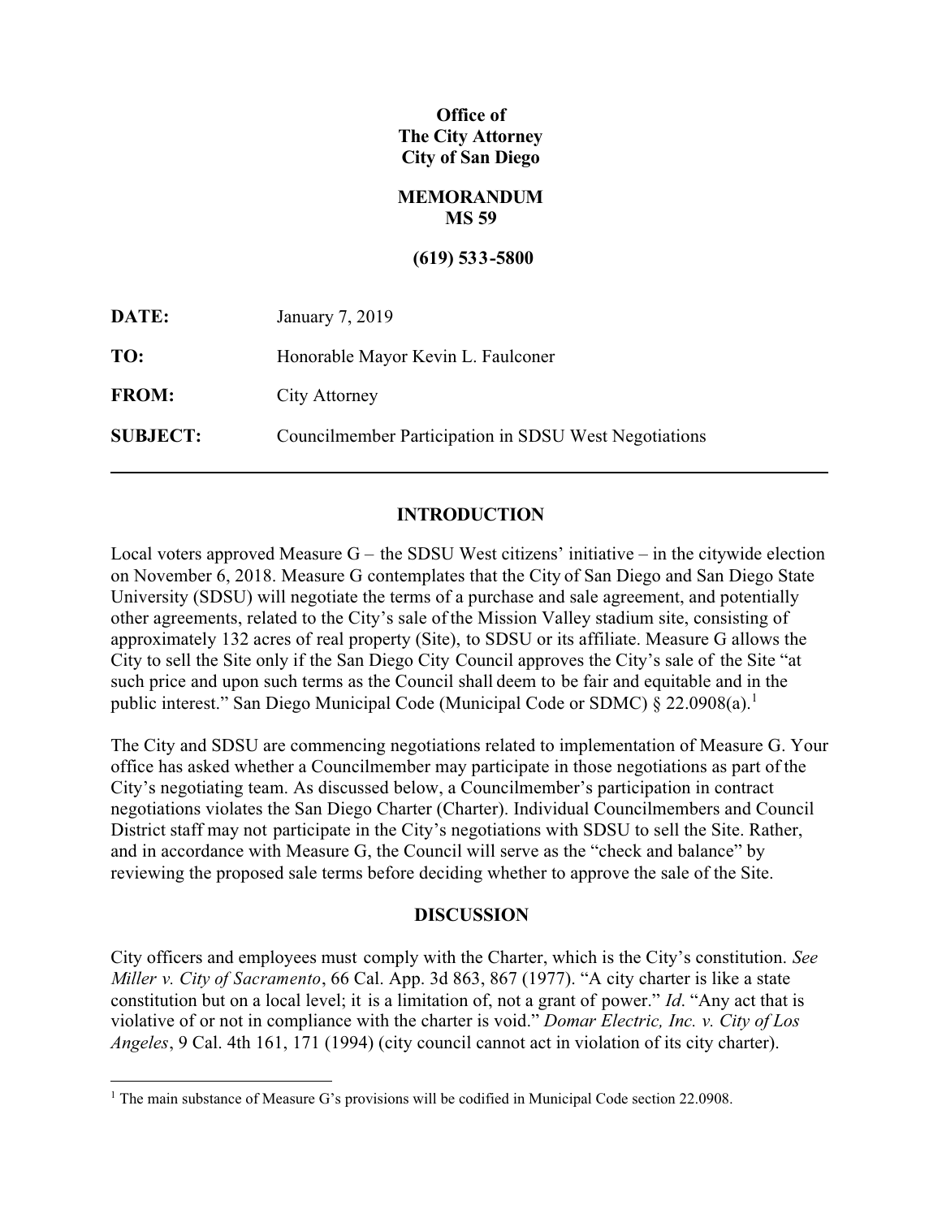**Office of**
**The City Attorney**
**City of San Diego**

**MEMORANDUM**
**MS 59**

**(619) 533-5800**

**DATE:** January 7, 2019

**TO:** Honorable Mayor Kevin L. Faulconer

**FROM:** City Attorney

**SUBJECT:** Councilmember Participation in SDSU West Negotiations

---

## INTRODUCTION

Local voters approved Measure G – the SDSU West citizens' initiative – in the citywide election on November 6, 2018. Measure G contemplates that the City of San Diego and San Diego State University (SDSU) will negotiate the terms of a purchase and sale agreement, and potentially other agreements, related to the City's sale of the Mission Valley stadium site, consisting of approximately 132 acres of real property (Site), to SDSU or its affiliate. Measure G allows the City to sell the Site only if the San Diego City Council approves the City's sale of the Site "at such price and upon such terms as the Council shall deem to be fair and equitable and in the public interest." San Diego Municipal Code (Municipal Code or SDMC) § 22.0908(a).[1]

The City and SDSU are commencing negotiations related to implementation of Measure G. Your office has asked whether a Councilmember may participate in those negotiations as part of the City's negotiating team. As discussed below, a Councilmember's participation in contract negotiations violates the San Diego Charter (Charter). Individual Councilmembers and Council District staff may not participate in the City's negotiations with SDSU to sell the Site. Rather, and in accordance with Measure G, the Council will serve as the "check and balance" by reviewing the proposed sale terms before deciding whether to approve the sale of the Site.

## DISCUSSION

City officers and employees must comply with the Charter, which is the City's constitution. *See Miller v. City of Sacramento*, 66 Cal. App. 3d 863, 867 (1977). "A city charter is like a state constitution but on a local level; it is a limitation of, not a grant of power." *Id*. "Any act that is violative of or not in compliance with the charter is void." *Domar Electric, Inc. v. City of Los Angeles*, 9 Cal. 4th 161, 171 (1994) (city council cannot act in violation of its city charter).

---

[1] The main substance of Measure G's provisions will be codified in Municipal Code section 22.0908.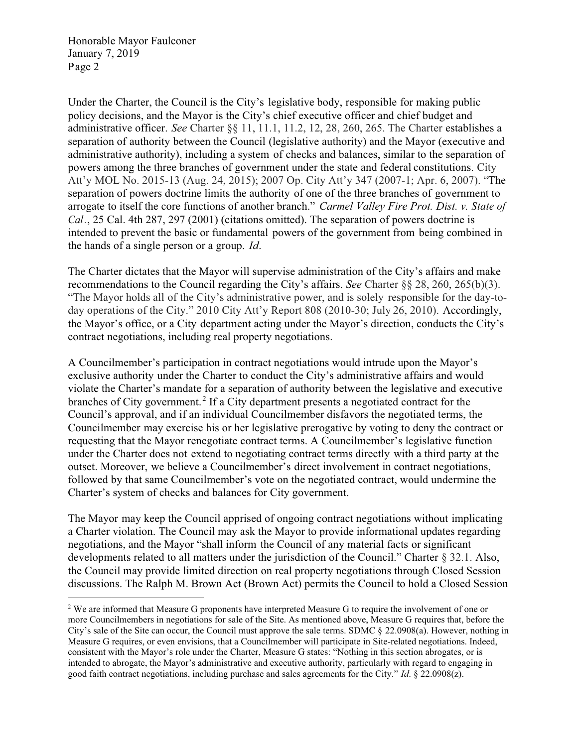Under the Charter, the Council is the City's legislative body, responsible for making public policy decisions, and the Mayor is the City's chief executive officer and chief budget and administrative officer. *See* Charter §§ 11, 11.1, 11.2, 12, 28, 260, 265. The Charter establishes a separation of authority between the Council (legislative authority) and the Mayor (executive and administrative authority), including a system of checks and balances, similar to the separation of powers among the three branches of government under the state and federal constitutions. City Att'y MOL No. 2015-13 (Aug. 24, 2015); 2007 Op. City Att'y 347 (2007-1; Apr. 6, 2007). "The separation of powers doctrine limits the authority of one of the three branches of government to arrogate to itself the core functions of another branch." *Carmel Valley Fire Prot. Dist. v. State of Cal*., 25 Cal. 4th 287, 297 (2001) (citations omitted). The separation of powers doctrine is intended to prevent the basic or fundamental powers of the government from being combined in the hands of a single person or a group. *Id*.

The Charter dictates that the Mayor will supervise administration of the City's affairs and make recommendations to the Council regarding the City's affairs. *See* Charter §§ 28, 260, 265(b)(3). "The Mayor holds all of the City's administrative power, and is solely responsible for the day-to-day operations of the City." 2010 City Att'y Report 808 (2010-30; July 26, 2010). Accordingly, the Mayor's office, or a City department acting under the Mayor's direction, conducts the City's contract negotiations, including real property negotiations.

A Councilmember's participation in contract negotiations would intrude upon the Mayor's exclusive authority under the Charter to conduct the City's administrative affairs and would violate the Charter's mandate for a separation of authority between the legislative and executive branches of City government.[2] If a City department presents a negotiated contract for the Council's approval, and if an individual Councilmember disfavors the negotiated terms, the Councilmember may exercise his or her legislative prerogative by voting to deny the contract or requesting that the Mayor renegotiate contract terms. A Councilmember's legislative function under the Charter does not extend to negotiating contract terms directly with a third party at the outset. Moreover, we believe a Councilmember's direct involvement in contract negotiations, followed by that same Councilmember's vote on the negotiated contract, would undermine the Charter's system of checks and balances for City government.

The Mayor may keep the Council apprised of ongoing contract negotiations without implicating a Charter violation. The Council may ask the Mayor to provide informational updates regarding negotiations, and the Mayor "shall inform the Council of any material facts or significant developments related to all matters under the jurisdiction of the Council." Charter § 32.1. Also, the Council may provide limited direction on real property negotiations through Closed Session discussions. The Ralph M. Brown Act (Brown Act) permits the Council to hold a Closed Session

---

[2] We are informed that Measure G proponents have interpreted Measure G to require the involvement of one or more Councilmembers in negotiations for sale of the Site. As mentioned above, Measure G requires that, before the City's sale of the Site can occur, the Council must approve the sale terms. SDMC § 22.0908(a). However, nothing in Measure G requires, or even envisions, that a Councilmember will participate in Site-related negotiations. Indeed, consistent with the Mayor's role under the Charter, Measure G states: "Nothing in this section abrogates, or is intended to abrogate, the Mayor's administrative and executive authority, particularly with regard to engaging in good faith contract negotiations, including purchase and sales agreements for the City." *Id*. § 22.0908(z).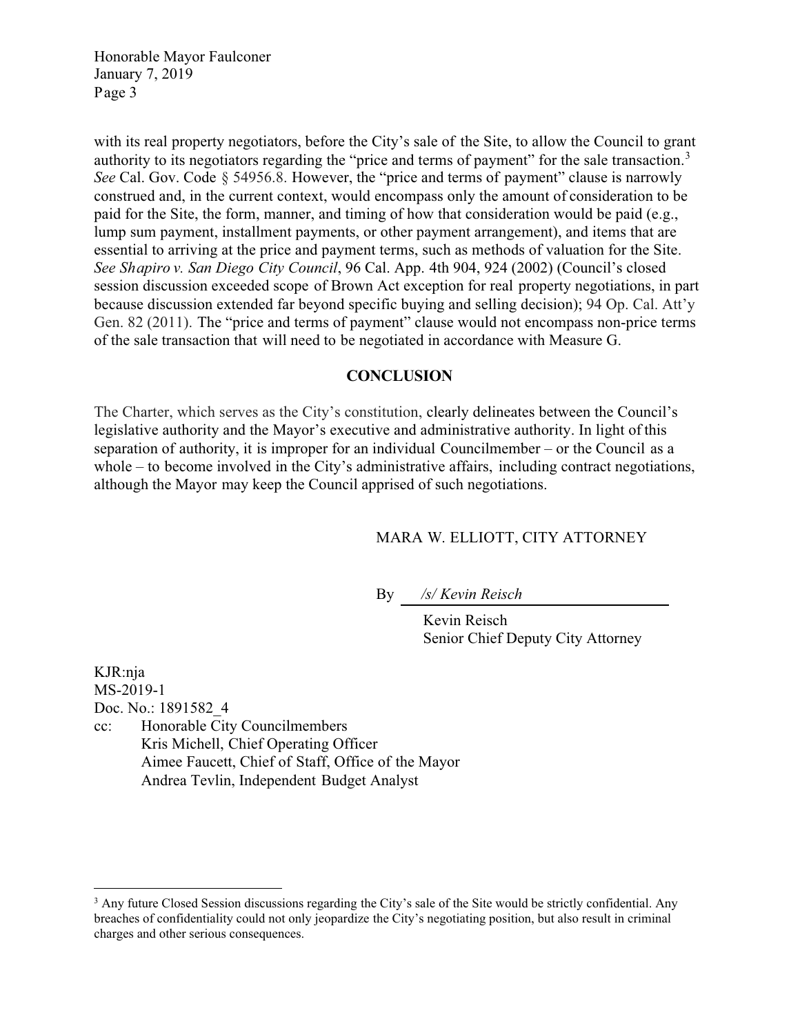with its real property negotiators, before the City's sale of the Site, to allow the Council to grant authority to its negotiators regarding the "price and terms of payment" for the sale transaction.[3] *See* Cal. Gov. Code § 54956.8. However, the "price and terms of payment" clause is narrowly construed and, in the current context, would encompass only the amount of consideration to be paid for the Site, the form, manner, and timing of how that consideration would be paid (e.g., lump sum payment, installment payments, or other payment arrangement), and items that are essential to arriving at the price and payment terms, such as methods of valuation for the Site. *See Shapiro v. San Diego City Council*, 96 Cal. App. 4th 904, 924 (2002) (Council's closed session discussion exceeded scope of Brown Act exception for real property negotiations, in part because discussion extended far beyond specific buying and selling decision); 94 Op. Cal. Att'y Gen. 82 (2011). The "price and terms of payment" clause would not encompass non-price terms of the sale transaction that will need to be negotiated in accordance with Measure G.

## CONCLUSION

The Charter, which serves as the City's constitution, clearly delineates between the Council's legislative authority and the Mayor's executive and administrative authority. In light of this separation of authority, it is improper for an individual Councilmember – or the Council as a whole – to become involved in the City's administrative affairs, including contract negotiations, although the Mayor may keep the Council apprised of such negotiations.

MARA W. ELLIOTT, CITY ATTORNEY

By */s/ Kevin Reisch*

Kevin Reisch
Senior Chief Deputy City Attorney

KJR:nja
MS-2019-1
Doc. No.: 1891582_4
cc: Honorable City Councilmembers
Kris Michell, Chief Operating Officer
Aimee Faucett, Chief of Staff, Office of the Mayor
Andrea Tevlin, Independent Budget Analyst

[3] Any future Closed Session discussions regarding the City's sale of the Site would be strictly confidential. Any breaches of confidentiality could not only jeopardize the City's negotiating position, but also result in criminal charges and other serious consequences.